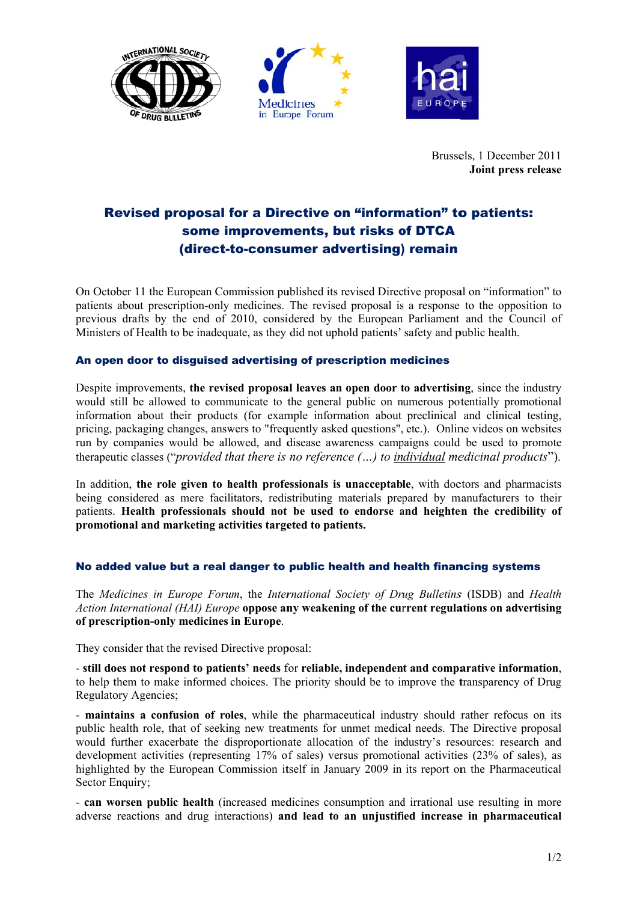Brussels, 1 December 2011
**Joint press release**

# Revised proposal for a Directive on "information" to patients: some improvements, but risks of DTCA (direct-to-consumer advertising) remain

On October 11 the European Commission published its revised Directive proposal on "information" to patients about prescription-only medicines. The revised proposal is a response to the opposition to previous drafts by the end of 2010, considered by the European Parliament and the Council of Ministers of Health to be inadequate, as they did not uphold patients' safety and public health.

## An open door to disguised advertising of prescription medicines

Despite improvements, **the revised proposal leaves an open door to advertising**, since the industry would still be allowed to communicate to the general public on numerous potentially promotional information about their products (for example information about preclinical and clinical testing, pricing, packaging changes, answers to "frequently asked questions", etc.). Online videos on websites run by companies would be allowed, and disease awareness campaigns could be used to promote therapeutic classes ("*provided that there is no reference (…) to individual medicinal products*").

In addition, **the role given to health professionals is unacceptable**, with doctors and pharmacists being considered as mere facilitators, redistributing materials prepared by manufacturers to their patients. **Health professionals should not be used to endorse and heighten the credibility of promotional and marketing activities targeted to patients.**

## No added value but a real danger to public health and health financing systems

The *Medicines in Europe Forum*, the *International Society of Drug Bulletins* (ISDB) and *Health Action International (HAI) Europe* **oppose any weakening of the current regulations on advertising of prescription-only medicines in Europe**.

They consider that the revised Directive proposal:

- **still does not respond to patients' needs** for **reliable, independent and comparative information**, to help them to make informed choices. The priority should be to improve the transparency of Drug Regulatory Agencies;

- **maintains a confusion of roles**, while the pharmaceutical industry should rather refocus on its public health role, that of seeking new treatments for unmet medical needs. The Directive proposal would further exacerbate the disproportionate allocation of the industry's resources: research and development activities (representing 17% of sales) versus promotional activities (23% of sales), as highlighted by the European Commission itself in January 2009 in its report on the Pharmaceutical Sector Enquiry;

- **can worsen public health** (increased medicines consumption and irrational use resulting in more adverse reactions and drug interactions) **and lead to an unjustified increase in pharmaceutical**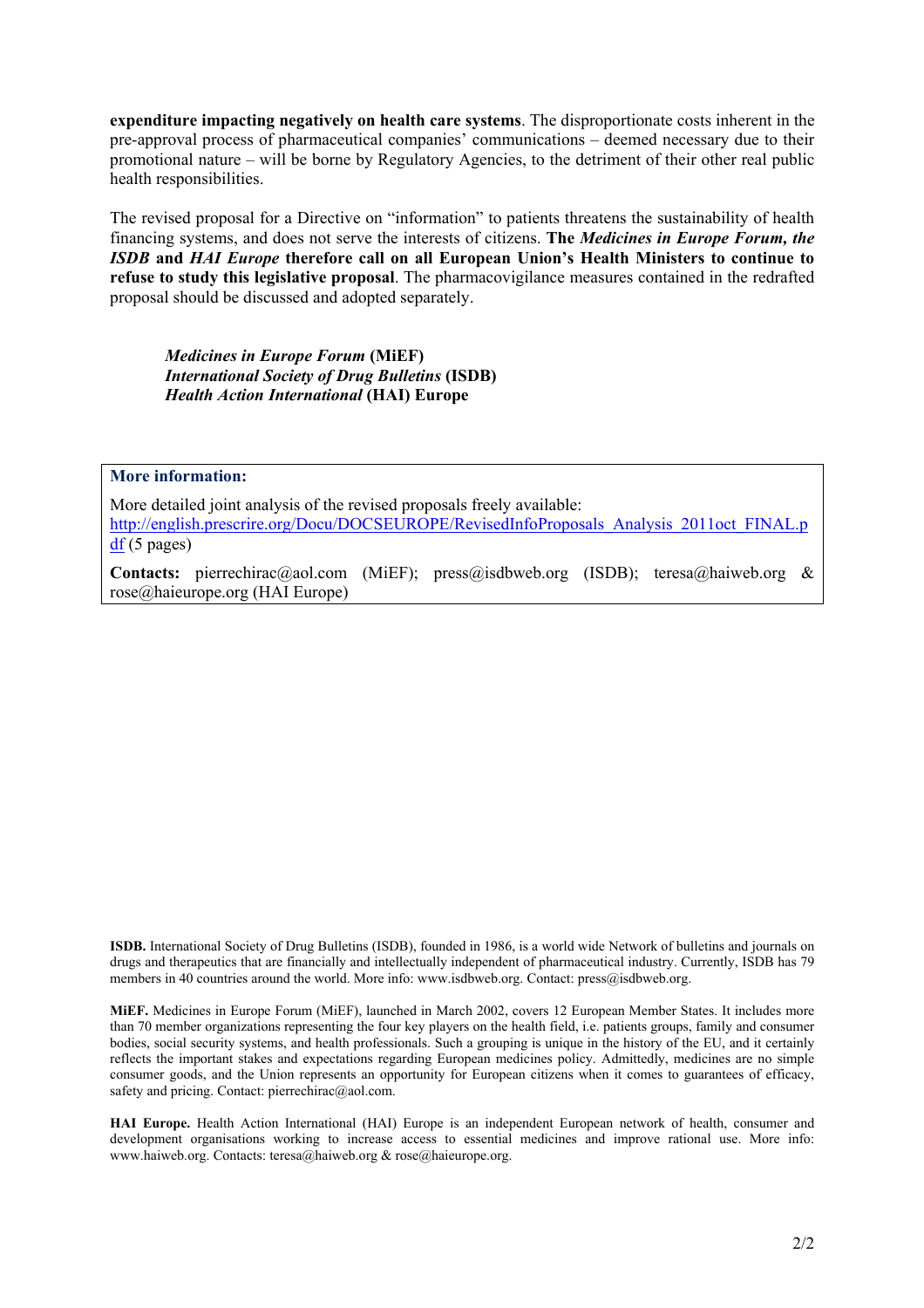**expenditure impacting negatively on health care systems**. The disproportionate costs inherent in the pre-approval process of pharmaceutical companies' communications – deemed necessary due to their promotional nature – will be borne by Regulatory Agencies, to the detriment of their other real public health responsibilities.

The revised proposal for a Directive on "information" to patients threatens the sustainability of health financing systems, and does not serve the interests of citizens. **The *Medicines in Europe Forum, the ISDB* and *HAI Europe* therefore call on all European Union's Health Ministers to continue to refuse to study this legislative proposal**. The pharmacovigilance measures contained in the redrafted proposal should be discussed and adopted separately.

> ***Medicines in Europe Forum* (MiEF)**
> ***International Society of Drug Bulletins* (ISDB)**
> ***Health Action International* (HAI) Europe**

**More information:**

More detailed joint analysis of the revised proposals freely available: http://english.prescrire.org/Docu/DOCSEUROPE/RevisedInfoProposals_Analysis_2011oct_FINAL.pdf (5 pages)

**Contacts:** pierrechirac@aol.com (MiEF); press@isdbweb.org (ISDB); teresa@haiweb.org & rose@haieurope.org (HAI Europe)

**ISDB.** International Society of Drug Bulletins (ISDB), founded in 1986, is a world wide Network of bulletins and journals on drugs and therapeutics that are financially and intellectually independent of pharmaceutical industry. Currently, ISDB has 79 members in 40 countries around the world. More info: www.isdbweb.org. Contact: press@isdbweb.org.

**MiEF.** Medicines in Europe Forum (MiEF), launched in March 2002, covers 12 European Member States. It includes more than 70 member organizations representing the four key players on the health field, i.e. patients groups, family and consumer bodies, social security systems, and health professionals. Such a grouping is unique in the history of the EU, and it certainly reflects the important stakes and expectations regarding European medicines policy. Admittedly, medicines are no simple consumer goods, and the Union represents an opportunity for European citizens when it comes to guarantees of efficacy, safety and pricing. Contact: pierrechirac@aol.com.

**HAI Europe.** Health Action International (HAI) Europe is an independent European network of health, consumer and development organisations working to increase access to essential medicines and improve rational use. More info: www.haiweb.org. Contacts: teresa@haiweb.org & rose@haieurope.org.